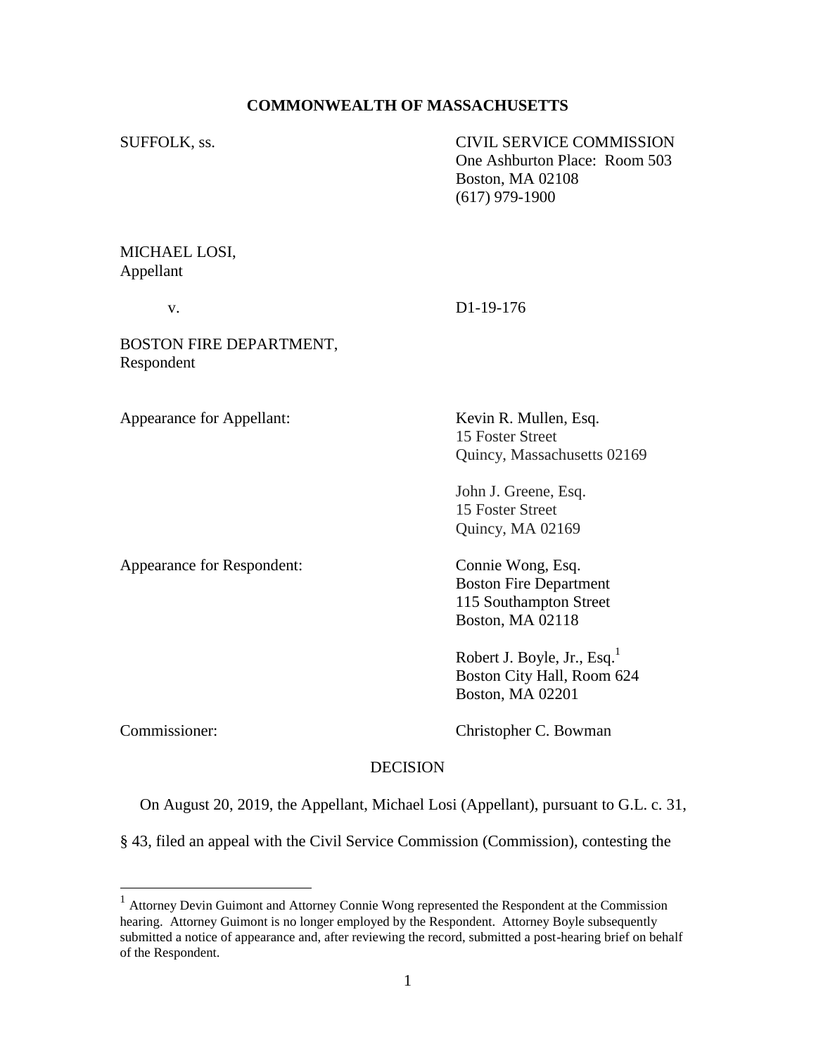**COMMONWEALTH OF MASSACHUSETTS**

SUFFOLK, ss.

CIVIL SERVICE COMMISSION
One Ashburton Place: Room 503
Boston, MA 02108
(617) 979-1900

MICHAEL LOSI,
Appellant

v.

D1-19-176

BOSTON FIRE DEPARTMENT,
Respondent

Appearance for Appellant:

Kevin R. Mullen, Esq.
15 Foster Street
Quincy, Massachusetts 02169

John J. Greene, Esq.
15 Foster Street
Quincy, MA 02169

Appearance for Respondent:

Connie Wong, Esq.
Boston Fire Department
115 Southampton Street
Boston, MA 02118

Robert J. Boyle, Jr., Esq.[1]
Boston City Hall, Room 624
Boston, MA 02201

Commissioner:

Christopher C. Bowman

DECISION

On August 20, 2019, the Appellant, Michael Losi (Appellant), pursuant to G.L. c. 31, § 43, filed an appeal with the Civil Service Commission (Commission), contesting the

---

[1] Attorney Devin Guimont and Attorney Connie Wong represented the Respondent at the Commission hearing. Attorney Guimont is no longer employed by the Respondent. Attorney Boyle subsequently submitted a notice of appearance and, after reviewing the record, submitted a post-hearing brief on behalf of the Respondent.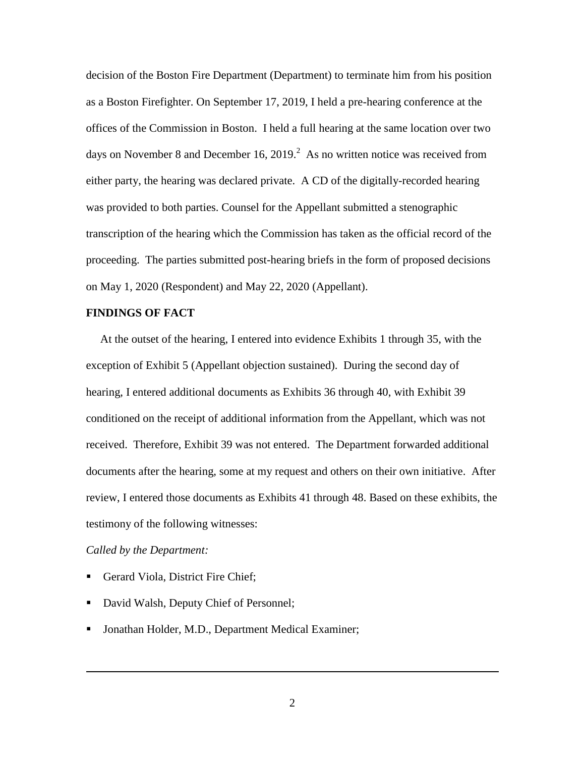decision of the Boston Fire Department (Department) to terminate him from his position as a Boston Firefighter. On September 17, 2019, I held a pre-hearing conference at the offices of the Commission in Boston. I held a full hearing at the same location over two days on November 8 and December 16, 2019.[2] As no written notice was received from either party, the hearing was declared private. A CD of the digitally-recorded hearing was provided to both parties. Counsel for the Appellant submitted a stenographic transcription of the hearing which the Commission has taken as the official record of the proceeding. The parties submitted post-hearing briefs in the form of proposed decisions on May 1, 2020 (Respondent) and May 22, 2020 (Appellant).

**FINDINGS OF FACT**

At the outset of the hearing, I entered into evidence Exhibits 1 through 35, with the exception of Exhibit 5 (Appellant objection sustained). During the second day of hearing, I entered additional documents as Exhibits 36 through 40, with Exhibit 39 conditioned on the receipt of additional information from the Appellant, which was not received. Therefore, Exhibit 39 was not entered. The Department forwarded additional documents after the hearing, some at my request and others on their own initiative. After review, I entered those documents as Exhibits 41 through 48. Based on these exhibits, the testimony of the following witnesses:

*Called by the Department:*

- Gerard Viola, District Fire Chief;
- David Walsh, Deputy Chief of Personnel;
- Jonathan Holder, M.D., Department Medical Examiner;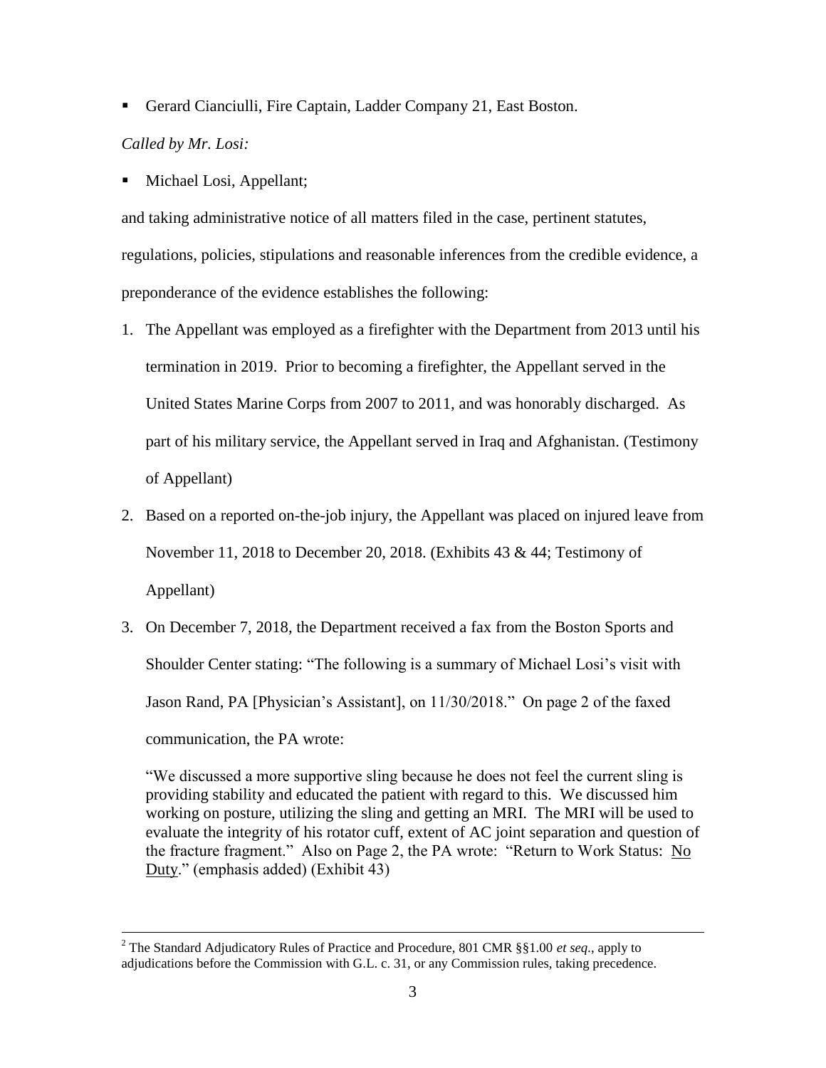- Gerard Cianciulli, Fire Captain, Ladder Company 21, East Boston.

*Called by Mr. Losi:*

- Michael Losi, Appellant;

and taking administrative notice of all matters filed in the case, pertinent statutes, regulations, policies, stipulations and reasonable inferences from the credible evidence, a preponderance of the evidence establishes the following:

1. The Appellant was employed as a firefighter with the Department from 2013 until his termination in 2019. Prior to becoming a firefighter, the Appellant served in the United States Marine Corps from 2007 to 2011, and was honorably discharged. As part of his military service, the Appellant served in Iraq and Afghanistan. (Testimony of Appellant)
2. Based on a reported on-the-job injury, the Appellant was placed on injured leave from November 11, 2018 to December 20, 2018. (Exhibits 43 & 44; Testimony of Appellant)
3. On December 7, 2018, the Department received a fax from the Boston Sports and Shoulder Center stating: "The following is a summary of Michael Losi's visit with Jason Rand, PA [Physician's Assistant], on 11/30/2018." On page 2 of the faxed communication, the PA wrote:

   "We discussed a more supportive sling because he does not feel the current sling is providing stability and educated the patient with regard to this. We discussed him working on posture, utilizing the sling and getting an MRI. The MRI will be used to evaluate the integrity of his rotator cuff, extent of AC joint separation and question of the fracture fragment." Also on Page 2, the PA wrote: "Return to Work Status: <u>No Duty</u>." (emphasis added) (Exhibit 43)

---

[2] The Standard Adjudicatory Rules of Practice and Procedure, 801 CMR §§1.00 *et seq*., apply to adjudications before the Commission with G.L. c. 31, or any Commission rules, taking precedence.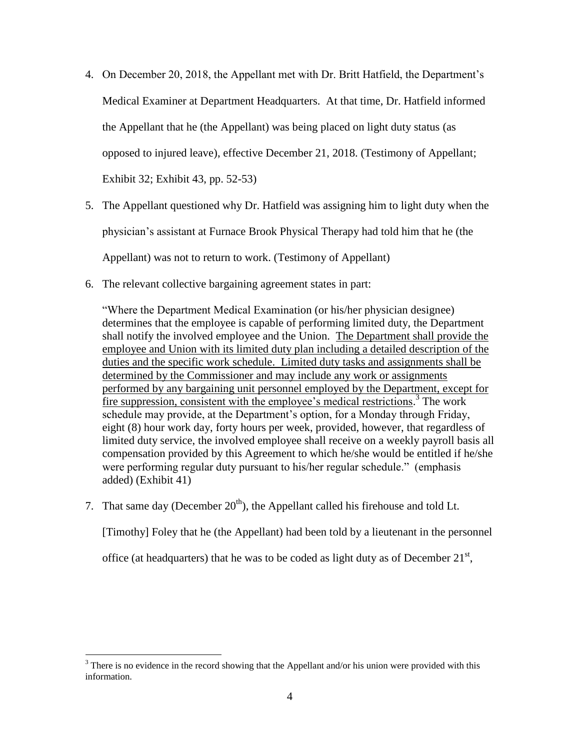4. On December 20, 2018, the Appellant met with Dr. Britt Hatfield, the Department's Medical Examiner at Department Headquarters. At that time, Dr. Hatfield informed the Appellant that he (the Appellant) was being placed on light duty status (as opposed to injured leave), effective December 21, 2018. (Testimony of Appellant; Exhibit 32; Exhibit 43, pp. 52-53)

5. The Appellant questioned why Dr. Hatfield was assigning him to light duty when the physician's assistant at Furnace Brook Physical Therapy had told him that he (the Appellant) was not to return to work. (Testimony of Appellant)

6. The relevant collective bargaining agreement states in part:

   "Where the Department Medical Examination (or his/her physician designee) determines that the employee is capable of performing limited duty, the Department shall notify the involved employee and the Union. <u>The Department shall provide the employee and Union with its limited duty plan including a detailed description of the duties and the specific work schedule. Limited duty tasks and assignments shall be determined by the Commissioner and may include any work or assignments performed by any bargaining unit personnel employed by the Department, except for fire suppression, consistent with the employee's medical restrictions</u>.[3] The work schedule may provide, at the Department's option, for a Monday through Friday, eight (8) hour work day, forty hours per week, provided, however, that regardless of limited duty service, the involved employee shall receive on a weekly payroll basis all compensation provided by this Agreement to which he/she would be entitled if he/she were performing regular duty pursuant to his/her regular schedule." (emphasis added) (Exhibit 41)

7. That same day (December 20th), the Appellant called his firehouse and told Lt. [Timothy] Foley that he (the Appellant) had been told by a lieutenant in the personnel office (at headquarters) that he was to be coded as light duty as of December 21st,

[3] There is no evidence in the record showing that the Appellant and/or his union were provided with this information.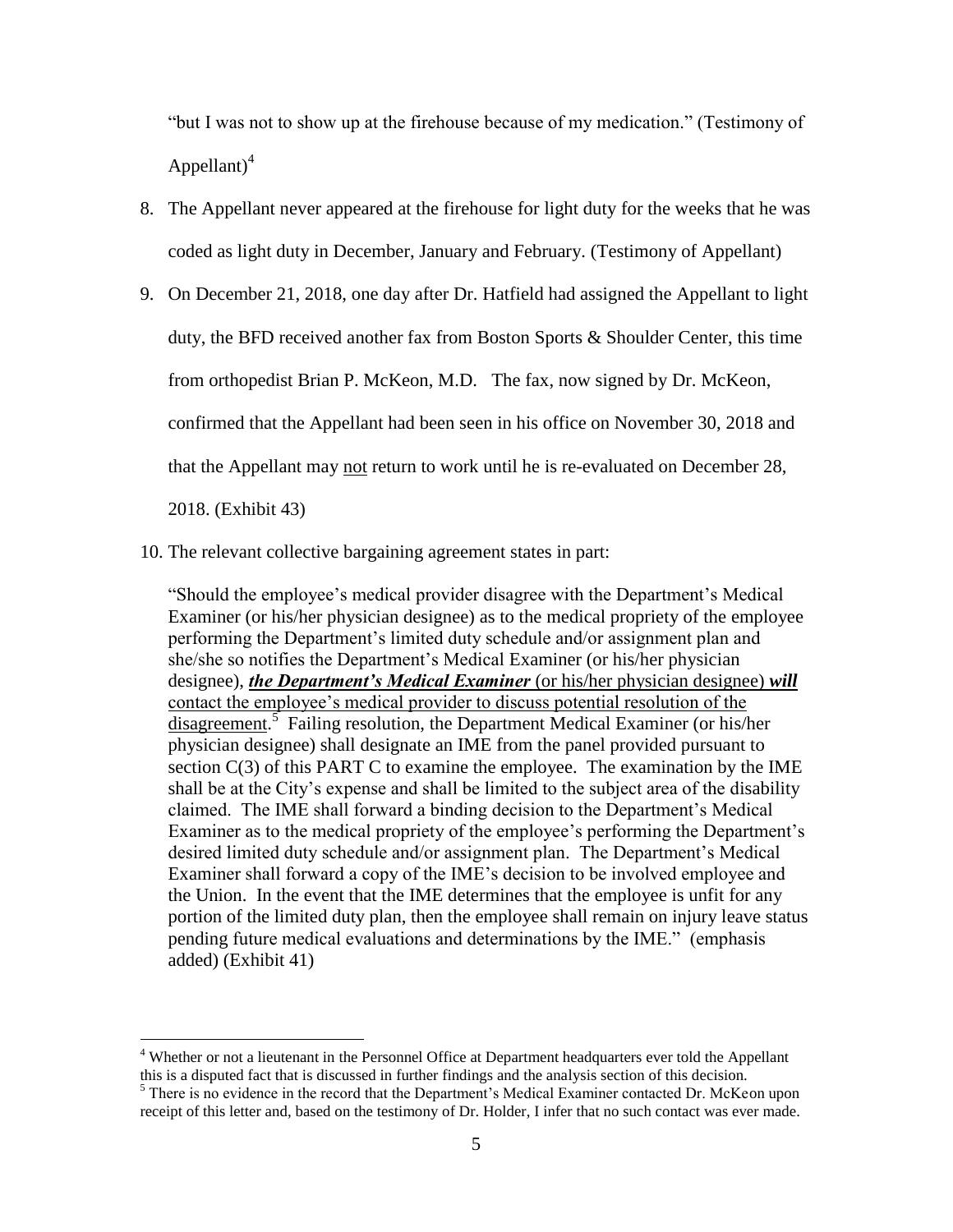"but I was not to show up at the firehouse because of my medication." (Testimony of Appellant)[4]

8. The Appellant never appeared at the firehouse for light duty for the weeks that he was coded as light duty in December, January and February. (Testimony of Appellant)

9. On December 21, 2018, one day after Dr. Hatfield had assigned the Appellant to light duty, the BFD received another fax from Boston Sports & Shoulder Center, this time from orthopedist Brian P. McKeon, M.D. The fax, now signed by Dr. McKeon, confirmed that the Appellant had been seen in his office on November 30, 2018 and that the Appellant may <u>not</u> return to work until he is re-evaluated on December 28, 2018. (Exhibit 43)

10. The relevant collective bargaining agreement states in part:

    "Should the employee's medical provider disagree with the Department's Medical Examiner (or his/her physician designee) as to the medical propriety of the employee performing the Department's limited duty schedule and/or assignment plan and she/she so notifies the Department's Medical Examiner (or his/her physician designee), <u>***the Department's Medical Examiner*** (or his/her physician designee) ***will*** contact the employee's medical provider to discuss potential resolution of the disagreement</u>.[5] Failing resolution, the Department Medical Examiner (or his/her physician designee) shall designate an IME from the panel provided pursuant to section C(3) of this PART C to examine the employee. The examination by the IME shall be at the City's expense and shall be limited to the subject area of the disability claimed. The IME shall forward a binding decision to the Department's Medical Examiner as to the medical propriety of the employee's performing the Department's desired limited duty schedule and/or assignment plan. The Department's Medical Examiner shall forward a copy of the IME's decision to be involved employee and the Union. In the event that the IME determines that the employee is unfit for any portion of the limited duty plan, then the employee shall remain on injury leave status pending future medical evaluations and determinations by the IME." (emphasis added) (Exhibit 41)

---

[4] Whether or not a lieutenant in the Personnel Office at Department headquarters ever told the Appellant this is a disputed fact that is discussed in further findings and the analysis section of this decision.

[5] There is no evidence in the record that the Department's Medical Examiner contacted Dr. McKeon upon receipt of this letter and, based on the testimony of Dr. Holder, I infer that no such contact was ever made.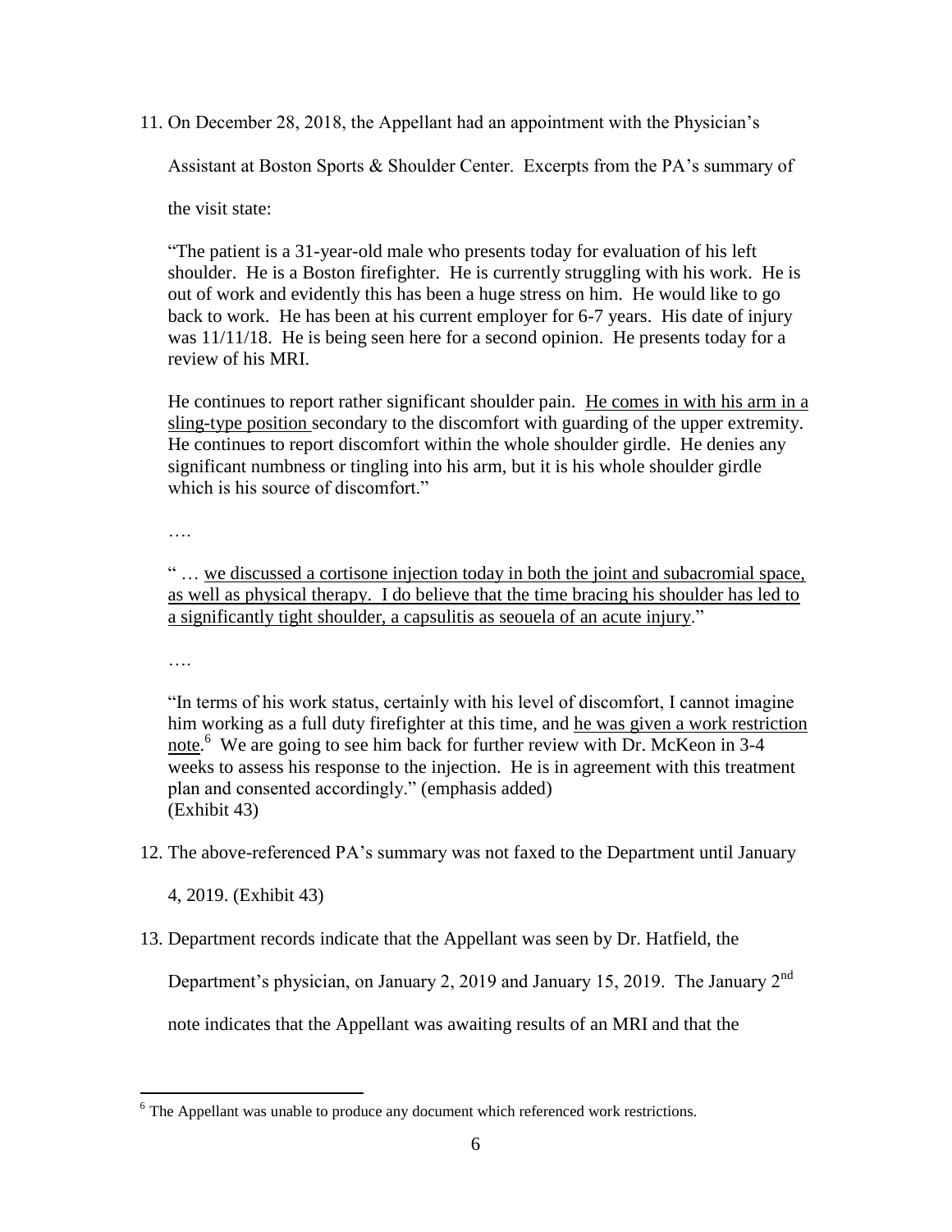11. On December 28, 2018, the Appellant had an appointment with the Physician's Assistant at Boston Sports & Shoulder Center. Excerpts from the PA's summary of the visit state:

    "The patient is a 31-year-old male who presents today for evaluation of his left shoulder. He is a Boston firefighter. He is currently struggling with his work. He is out of work and evidently this has been a huge stress on him. He would like to go back to work. He has been at his current employer for 6-7 years. His date of injury was 11/11/18. He is being seen here for a second opinion. He presents today for a review of his MRI.

    He continues to report rather significant shoulder pain. <u>He comes in with his arm in a sling-type position</u> secondary to the discomfort with guarding of the upper extremity. He continues to report discomfort within the whole shoulder girdle. He denies any significant numbness or tingling into his arm, but it is his whole shoulder girdle which is his source of discomfort."

    ….

    " … <u>we discussed a cortisone injection today in both the joint and subacromial space, as well as physical therapy. I do believe that the time bracing his shoulder has led to a significantly tight shoulder, a capsulitis as seouela of an acute injury</u>."

    ….

    "In terms of his work status, certainly with his level of discomfort, I cannot imagine him working as a full duty firefighter at this time, and <u>he was given a work restriction note</u>.[6] We are going to see him back for further review with Dr. McKeon in 3-4 weeks to assess his response to the injection. He is in agreement with this treatment plan and consented accordingly." (emphasis added)
    (Exhibit 43)

12. The above-referenced PA's summary was not faxed to the Department until January 4, 2019. (Exhibit 43)

13. Department records indicate that the Appellant was seen by Dr. Hatfield, the Department's physician, on January 2, 2019 and January 15, 2019. The January 2nd note indicates that the Appellant was awaiting results of an MRI and that the

[6] The Appellant was unable to produce any document which referenced work restrictions.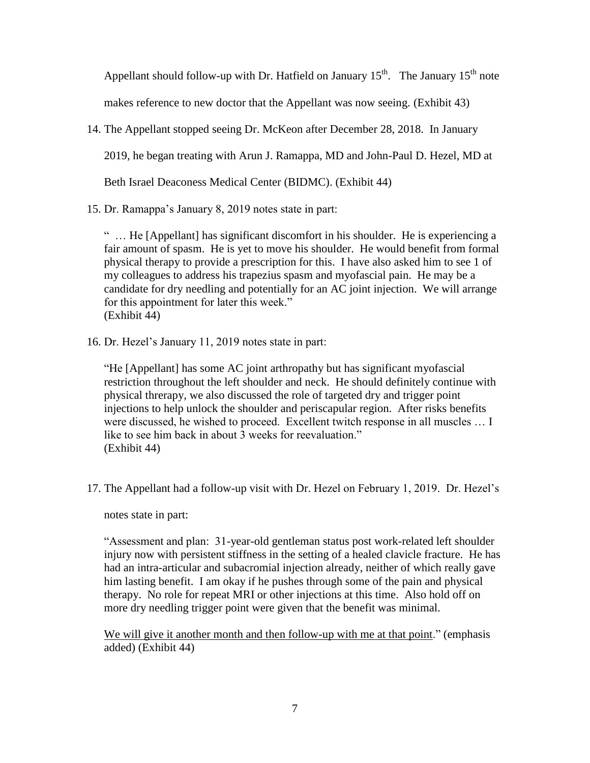Appellant should follow-up with Dr. Hatfield on January 15th. The January 15th note makes reference to new doctor that the Appellant was now seeing. (Exhibit 43)

14. The Appellant stopped seeing Dr. McKeon after December 28, 2018. In January 2019, he began treating with Arun J. Ramappa, MD and John-Paul D. Hezel, MD at Beth Israel Deaconess Medical Center (BIDMC). (Exhibit 44)

15. Dr. Ramappa's January 8, 2019 notes state in part:

    " … He [Appellant] has significant discomfort in his shoulder. He is experiencing a fair amount of spasm. He is yet to move his shoulder. He would benefit from formal physical therapy to provide a prescription for this. I have also asked him to see 1 of my colleagues to address his trapezius spasm and myofascial pain. He may be a candidate for dry needling and potentially for an AC joint injection. We will arrange for this appointment for later this week."
    (Exhibit 44)

16. Dr. Hezel's January 11, 2019 notes state in part:

    "He [Appellant] has some AC joint arthropathy but has significant myofascial restriction throughout the left shoulder and neck. He should definitely continue with physical threrapy, we also discussed the role of targeted dry and trigger point injections to help unlock the shoulder and periscapular region. After risks benefits were discussed, he wished to proceed. Excellent twitch response in all muscles … I like to see him back in about 3 weeks for reevaluation."
    (Exhibit 44)

17. The Appellant had a follow-up visit with Dr. Hezel on February 1, 2019. Dr. Hezel's notes state in part:

    "Assessment and plan: 31-year-old gentleman status post work-related left shoulder injury now with persistent stiffness in the setting of a healed clavicle fracture. He has had an intra-articular and subacromial injection already, neither of which really gave him lasting benefit. I am okay if he pushes through some of the pain and physical therapy. No role for repeat MRI or other injections at this time. Also hold off on more dry needling trigger point were given that the benefit was minimal.

    <u>We will give it another month and then follow-up with me at that point</u>." (emphasis added) (Exhibit 44)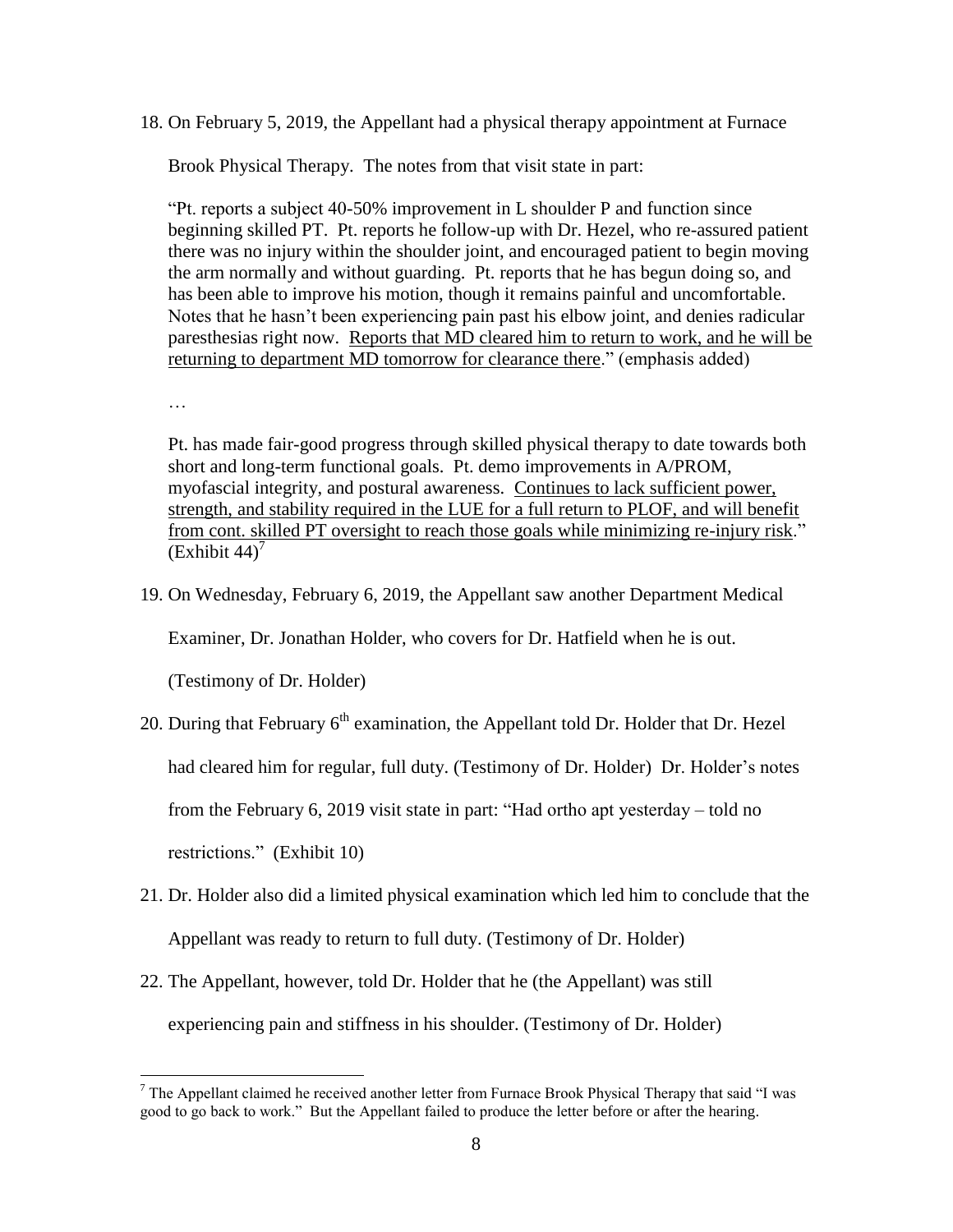18. On February 5, 2019, the Appellant had a physical therapy appointment at Furnace Brook Physical Therapy. The notes from that visit state in part:

 "Pt. reports a subject 40-50% improvement in L shoulder P and function since beginning skilled PT. Pt. reports he follow-up with Dr. Hezel, who re-assured patient there was no injury within the shoulder joint, and encouraged patient to begin moving the arm normally and without guarding. Pt. reports that he has begun doing so, and has been able to improve his motion, though it remains painful and uncomfortable. Notes that he hasn't been experiencing pain past his elbow joint, and denies radicular paresthesias right now. <u>Reports that MD cleared him to return to work, and he will be returning to department MD tomorrow for clearance there</u>." (emphasis added)

 …

 Pt. has made fair-good progress through skilled physical therapy to date towards both short and long-term functional goals. Pt. demo improvements in A/PROM, myofascial integrity, and postural awareness. <u>Continues to lack sufficient power, strength, and stability required in the LUE for a full return to PLOF, and will benefit from cont. skilled PT oversight to reach those goals while minimizing re-injury risk</u>." (Exhibit 44)[7]

19. On Wednesday, February 6, 2019, the Appellant saw another Department Medical Examiner, Dr. Jonathan Holder, who covers for Dr. Hatfield when he is out. (Testimony of Dr. Holder)

20. During that February 6th examination, the Appellant told Dr. Holder that Dr. Hezel had cleared him for regular, full duty. (Testimony of Dr. Holder) Dr. Holder's notes from the February 6, 2019 visit state in part: "Had ortho apt yesterday – told no restrictions." (Exhibit 10)

21. Dr. Holder also did a limited physical examination which led him to conclude that the Appellant was ready to return to full duty. (Testimony of Dr. Holder)

22. The Appellant, however, told Dr. Holder that he (the Appellant) was still experiencing pain and stiffness in his shoulder. (Testimony of Dr. Holder)

---

[7] The Appellant claimed he received another letter from Furnace Brook Physical Therapy that said "I was good to go back to work." But the Appellant failed to produce the letter before or after the hearing.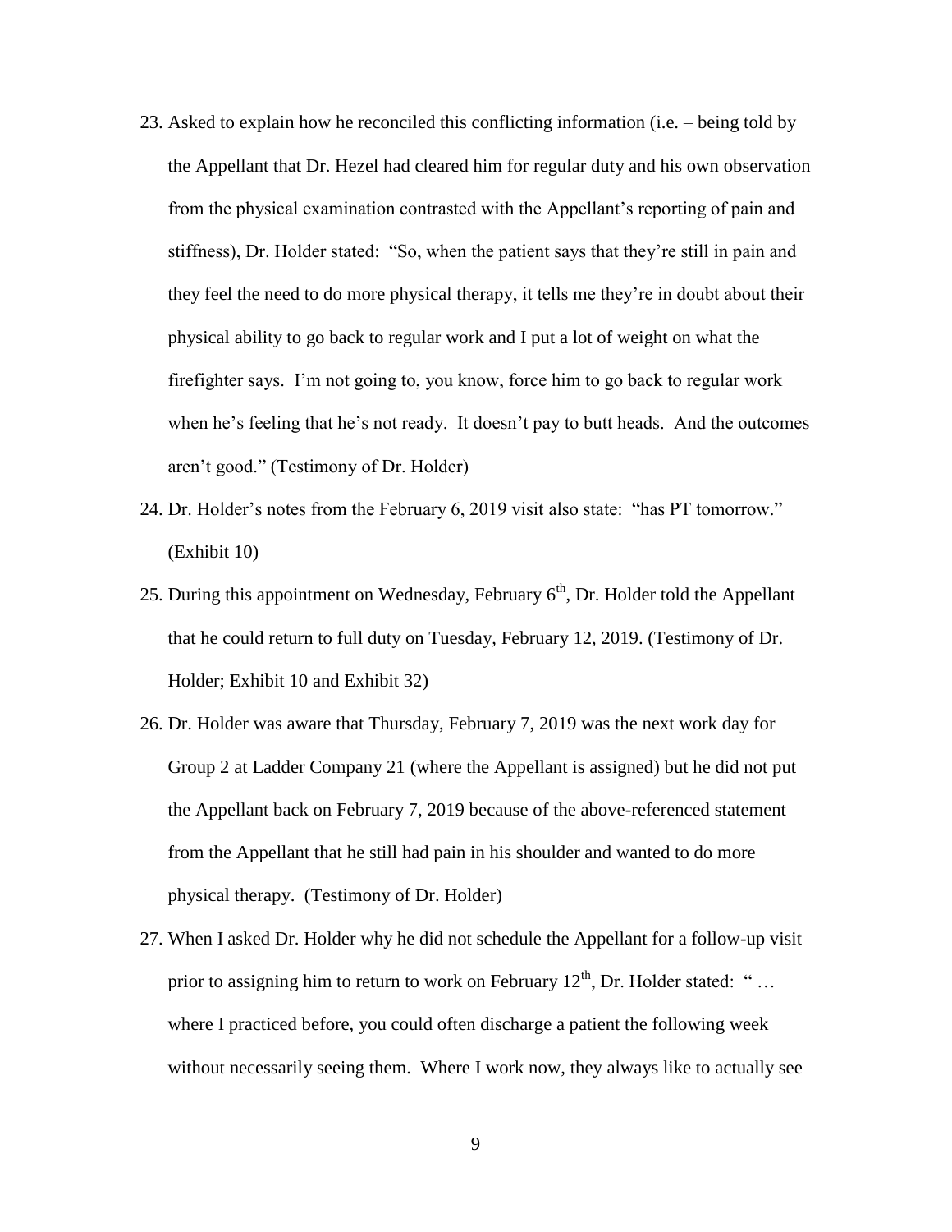23. Asked to explain how he reconciled this conflicting information (i.e. – being told by the Appellant that Dr. Hezel had cleared him for regular duty and his own observation from the physical examination contrasted with the Appellant's reporting of pain and stiffness), Dr. Holder stated: "So, when the patient says that they're still in pain and they feel the need to do more physical therapy, it tells me they're in doubt about their physical ability to go back to regular work and I put a lot of weight on what the firefighter says. I'm not going to, you know, force him to go back to regular work when he's feeling that he's not ready. It doesn't pay to butt heads. And the outcomes aren't good." (Testimony of Dr. Holder)
24. Dr. Holder's notes from the February 6, 2019 visit also state: "has PT tomorrow." (Exhibit 10)
25. During this appointment on Wednesday, February 6th, Dr. Holder told the Appellant that he could return to full duty on Tuesday, February 12, 2019. (Testimony of Dr. Holder; Exhibit 10 and Exhibit 32)
26. Dr. Holder was aware that Thursday, February 7, 2019 was the next work day for Group 2 at Ladder Company 21 (where the Appellant is assigned) but he did not put the Appellant back on February 7, 2019 because of the above-referenced statement from the Appellant that he still had pain in his shoulder and wanted to do more physical therapy. (Testimony of Dr. Holder)
27. When I asked Dr. Holder why he did not schedule the Appellant for a follow-up visit prior to assigning him to return to work on February 12th, Dr. Holder stated: " … where I practiced before, you could often discharge a patient the following week without necessarily seeing them. Where I work now, they always like to actually see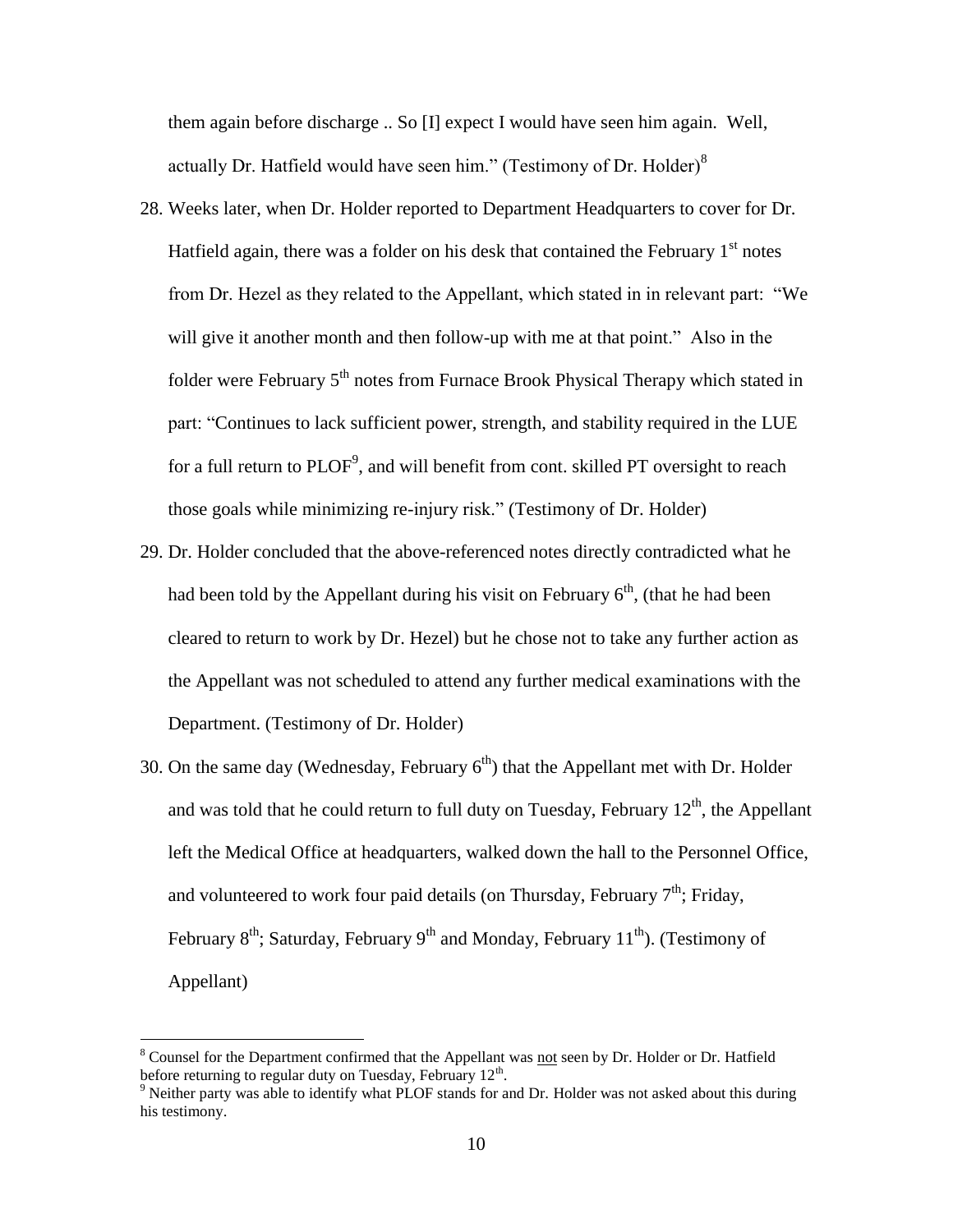them again before discharge .. So [I] expect I would have seen him again. Well, actually Dr. Hatfield would have seen him." (Testimony of Dr. Holder)[8]

28. Weeks later, when Dr. Holder reported to Department Headquarters to cover for Dr. Hatfield again, there was a folder on his desk that contained the February 1st notes from Dr. Hezel as they related to the Appellant, which stated in in relevant part: "We will give it another month and then follow-up with me at that point." Also in the folder were February 5th notes from Furnace Brook Physical Therapy which stated in part: "Continues to lack sufficient power, strength, and stability required in the LUE for a full return to PLOF[9], and will benefit from cont. skilled PT oversight to reach those goals while minimizing re-injury risk." (Testimony of Dr. Holder)

29. Dr. Holder concluded that the above-referenced notes directly contradicted what he had been told by the Appellant during his visit on February 6th, (that he had been cleared to return to work by Dr. Hezel) but he chose not to take any further action as the Appellant was not scheduled to attend any further medical examinations with the Department. (Testimony of Dr. Holder)

30. On the same day (Wednesday, February 6th) that the Appellant met with Dr. Holder and was told that he could return to full duty on Tuesday, February 12th, the Appellant left the Medical Office at headquarters, walked down the hall to the Personnel Office, and volunteered to work four paid details (on Thursday, February 7th; Friday, February 8th; Saturday, February 9th and Monday, February 11th). (Testimony of Appellant)

---

[8] Counsel for the Department confirmed that the Appellant was not seen by Dr. Holder or Dr. Hatfield before returning to regular duty on Tuesday, February 12th.

[9] Neither party was able to identify what PLOF stands for and Dr. Holder was not asked about this during his testimony.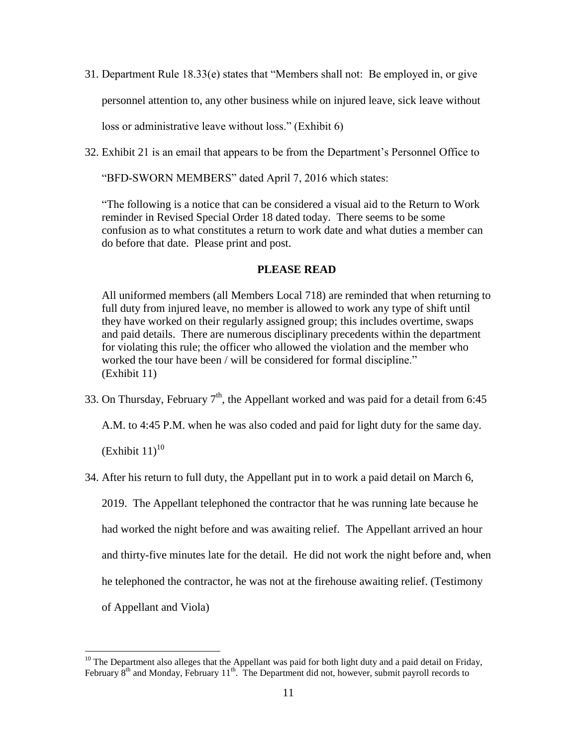31. Department Rule 18.33(e) states that "Members shall not: Be employed in, or give personnel attention to, any other business while on injured leave, sick leave without loss or administrative leave without loss." (Exhibit 6)

32. Exhibit 21 is an email that appears to be from the Department's Personnel Office to "BFD-SWORN MEMBERS" dated April 7, 2016 which states:

> "The following is a notice that can be considered a visual aid to the Return to Work reminder in Revised Special Order 18 dated today. There seems to be some confusion as to what constitutes a return to work date and what duties a member can do before that date. Please print and post.
>
> **PLEASE READ**
>
> All uniformed members (all Members Local 718) are reminded that when returning to full duty from injured leave, no member is allowed to work any type of shift until they have worked on their regularly assigned group; this includes overtime, swaps and paid details. There are numerous disciplinary precedents within the department for violating this rule; the officer who allowed the violation and the member who worked the tour have been / will be considered for formal discipline."
> (Exhibit 11)

33. On Thursday, February 7th, the Appellant worked and was paid for a detail from 6:45 A.M. to 4:45 P.M. when he was also coded and paid for light duty for the same day. (Exhibit 11)[10]

34. After his return to full duty, the Appellant put in to work a paid detail on March 6, 2019. The Appellant telephoned the contractor that he was running late because he had worked the night before and was awaiting relief. The Appellant arrived an hour and thirty-five minutes late for the detail. He did not work the night before and, when he telephoned the contractor, he was not at the firehouse awaiting relief. (Testimony of Appellant and Viola)

---

[10] The Department also alleges that the Appellant was paid for both light duty and a paid detail on Friday, February 8th and Monday, February 11th. The Department did not, however, submit payroll records to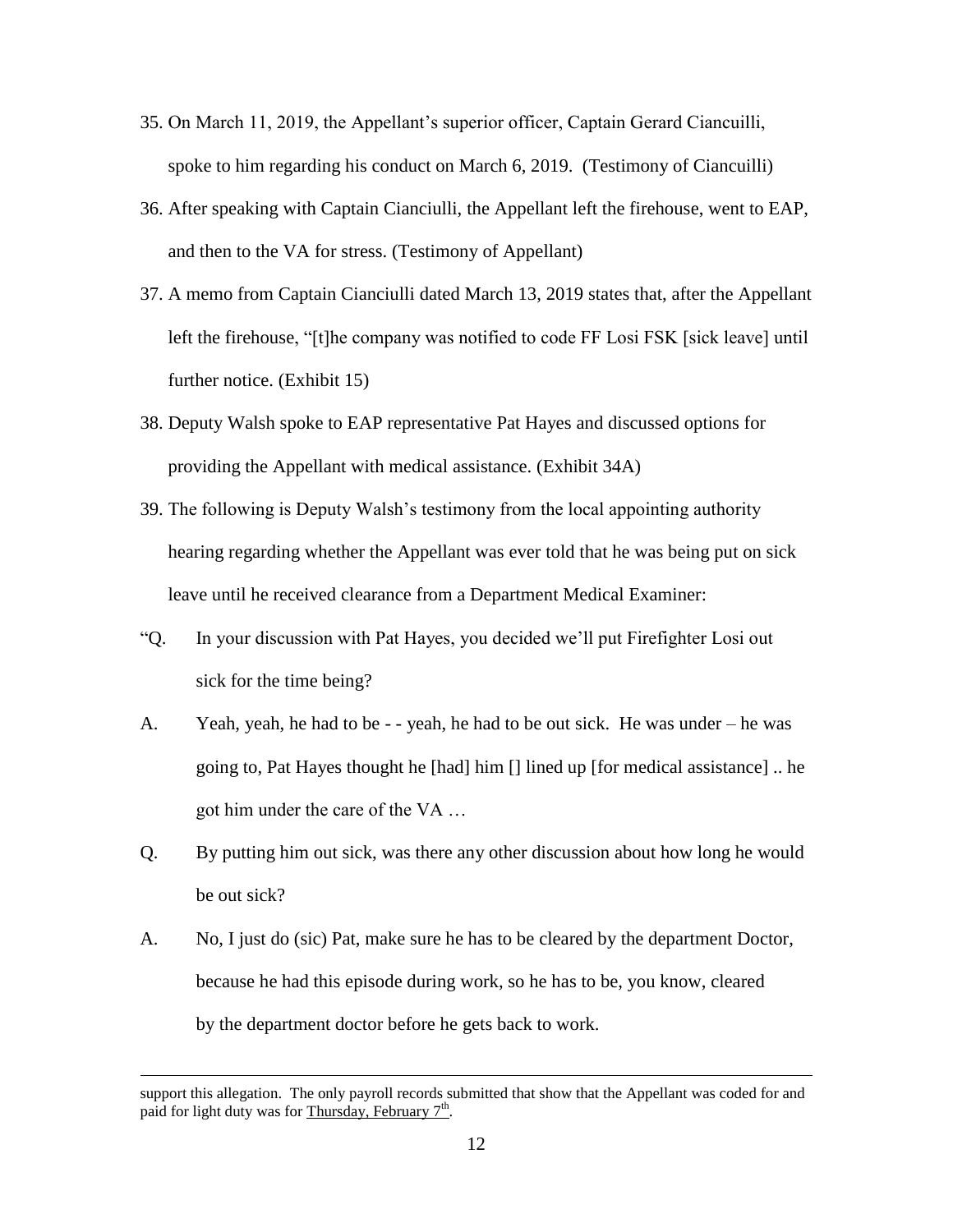35. On March 11, 2019, the Appellant's superior officer, Captain Gerard Ciancuilli, spoke to him regarding his conduct on March 6, 2019. (Testimony of Ciancuilli)

36. After speaking with Captain Cianciulli, the Appellant left the firehouse, went to EAP, and then to the VA for stress. (Testimony of Appellant)

37. A memo from Captain Cianciulli dated March 13, 2019 states that, after the Appellant left the firehouse, "[t]he company was notified to code FF Losi FSK [sick leave] until further notice. (Exhibit 15)

38. Deputy Walsh spoke to EAP representative Pat Hayes and discussed options for providing the Appellant with medical assistance. (Exhibit 34A)

39. The following is Deputy Walsh's testimony from the local appointing authority hearing regarding whether the Appellant was ever told that he was being put on sick leave until he received clearance from a Department Medical Examiner:

"Q. In your discussion with Pat Hayes, you decided we'll put Firefighter Losi out sick for the time being?

A. Yeah, yeah, he had to be - - yeah, he had to be out sick. He was under – he was going to, Pat Hayes thought he [had] him [] lined up [for medical assistance] .. he got him under the care of the VA …

Q. By putting him out sick, was there any other discussion about how long he would be out sick?

A. No, I just do (sic) Pat, make sure he has to be cleared by the department Doctor, because he had this episode during work, so he has to be, you know, cleared by the department doctor before he gets back to work.

---

support this allegation. The only payroll records submitted that show that the Appellant was coded for and paid for light duty was for <u>Thursday, February 7th</u>.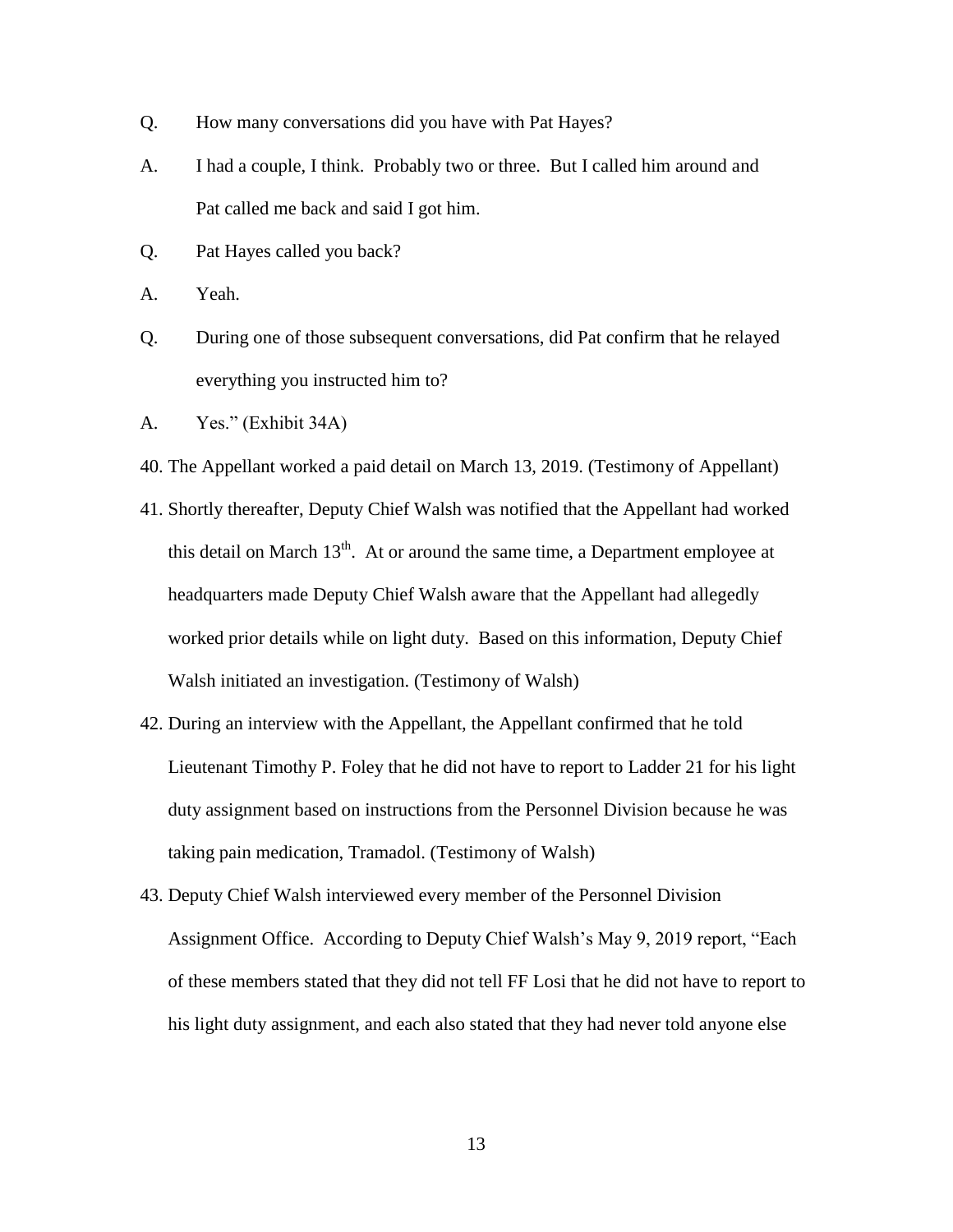Q. How many conversations did you have with Pat Hayes?

A. I had a couple, I think. Probably two or three. But I called him around and Pat called me back and said I got him.

Q. Pat Hayes called you back?

A. Yeah.

Q. During one of those subsequent conversations, did Pat confirm that he relayed everything you instructed him to?

A. Yes." (Exhibit 34A)

40. The Appellant worked a paid detail on March 13, 2019. (Testimony of Appellant)

41. Shortly thereafter, Deputy Chief Walsh was notified that the Appellant had worked this detail on March 13th. At or around the same time, a Department employee at headquarters made Deputy Chief Walsh aware that the Appellant had allegedly worked prior details while on light duty. Based on this information, Deputy Chief Walsh initiated an investigation. (Testimony of Walsh)

42. During an interview with the Appellant, the Appellant confirmed that he told Lieutenant Timothy P. Foley that he did not have to report to Ladder 21 for his light duty assignment based on instructions from the Personnel Division because he was taking pain medication, Tramadol. (Testimony of Walsh)

43. Deputy Chief Walsh interviewed every member of the Personnel Division Assignment Office. According to Deputy Chief Walsh's May 9, 2019 report, "Each of these members stated that they did not tell FF Losi that he did not have to report to his light duty assignment, and each also stated that they had never told anyone else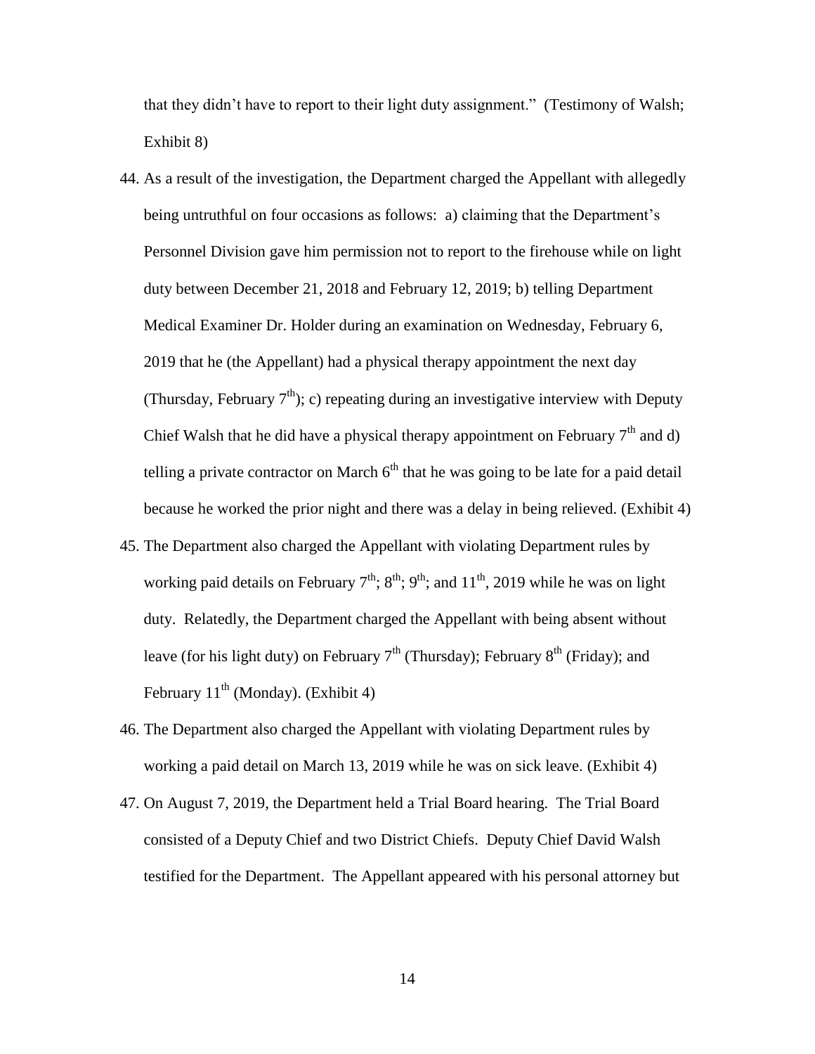that they didn't have to report to their light duty assignment." (Testimony of Walsh; Exhibit 8)

44. As a result of the investigation, the Department charged the Appellant with allegedly being untruthful on four occasions as follows: a) claiming that the Department's Personnel Division gave him permission not to report to the firehouse while on light duty between December 21, 2018 and February 12, 2019; b) telling Department Medical Examiner Dr. Holder during an examination on Wednesday, February 6, 2019 that he (the Appellant) had a physical therapy appointment the next day (Thursday, February 7th); c) repeating during an investigative interview with Deputy Chief Walsh that he did have a physical therapy appointment on February 7th and d) telling a private contractor on March 6th that he was going to be late for a paid detail because he worked the prior night and there was a delay in being relieved. (Exhibit 4)

45. The Department also charged the Appellant with violating Department rules by working paid details on February 7th; 8th; 9th; and 11th, 2019 while he was on light duty. Relatedly, the Department charged the Appellant with being absent without leave (for his light duty) on February 7th (Thursday); February 8th (Friday); and February 11th (Monday). (Exhibit 4)

46. The Department also charged the Appellant with violating Department rules by working a paid detail on March 13, 2019 while he was on sick leave. (Exhibit 4)

47. On August 7, 2019, the Department held a Trial Board hearing. The Trial Board consisted of a Deputy Chief and two District Chiefs. Deputy Chief David Walsh testified for the Department. The Appellant appeared with his personal attorney but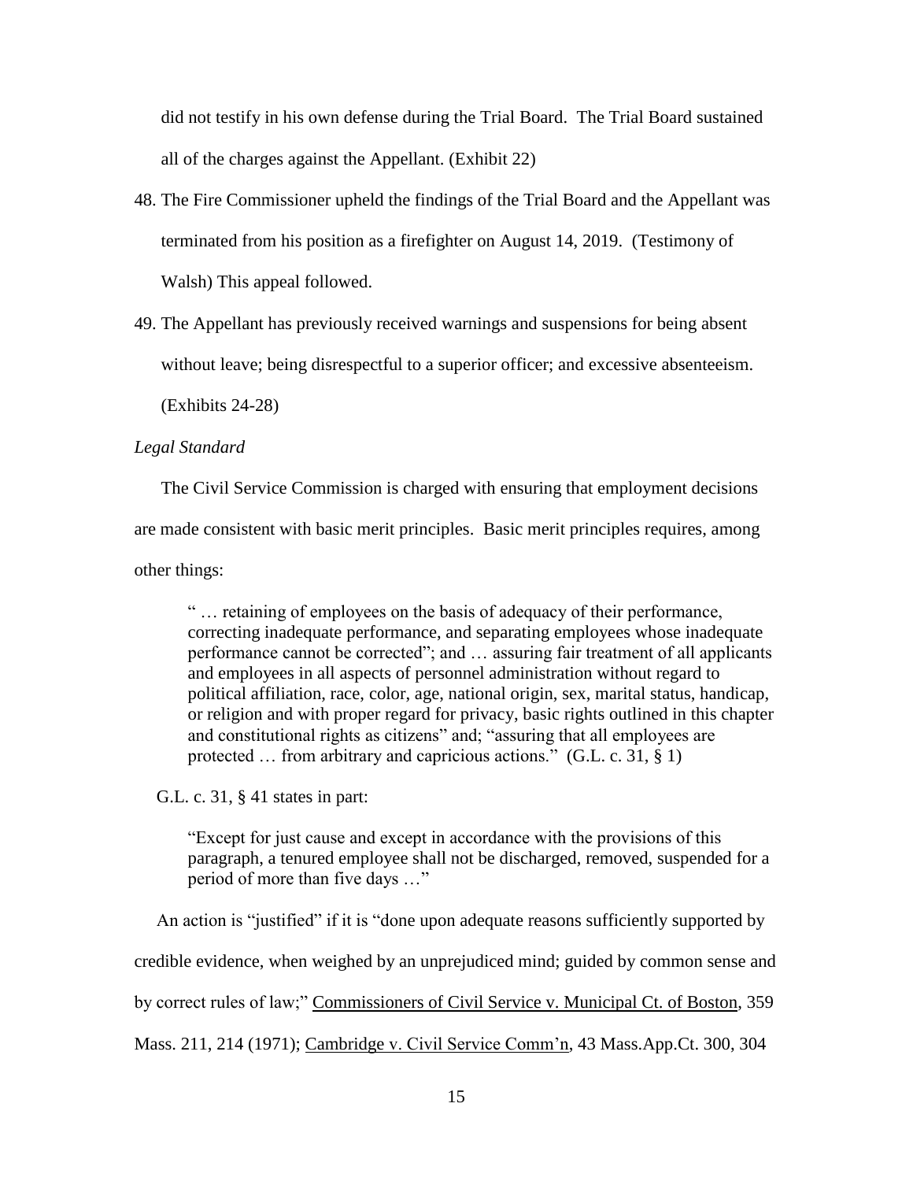did not testify in his own defense during the Trial Board. The Trial Board sustained all of the charges against the Appellant. (Exhibit 22)

48. The Fire Commissioner upheld the findings of the Trial Board and the Appellant was terminated from his position as a firefighter on August 14, 2019. (Testimony of Walsh) This appeal followed.

49. The Appellant has previously received warnings and suspensions for being absent without leave; being disrespectful to a superior officer; and excessive absenteeism. (Exhibits 24-28)

*Legal Standard*

The Civil Service Commission is charged with ensuring that employment decisions are made consistent with basic merit principles. Basic merit principles requires, among other things:

> " … retaining of employees on the basis of adequacy of their performance, correcting inadequate performance, and separating employees whose inadequate performance cannot be corrected"; and … assuring fair treatment of all applicants and employees in all aspects of personnel administration without regard to political affiliation, race, color, age, national origin, sex, marital status, handicap, or religion and with proper regard for privacy, basic rights outlined in this chapter and constitutional rights as citizens" and; "assuring that all employees are protected … from arbitrary and capricious actions." (G.L. c. 31, § 1)

G.L. c. 31, § 41 states in part:

> "Except for just cause and except in accordance with the provisions of this paragraph, a tenured employee shall not be discharged, removed, suspended for a period of more than five days …"

An action is "justified" if it is "done upon adequate reasons sufficiently supported by credible evidence, when weighed by an unprejudiced mind; guided by common sense and by correct rules of law;" Commissioners of Civil Service v. Municipal Ct. of Boston, 359 Mass. 211, 214 (1971); Cambridge v. Civil Service Comm'n, 43 Mass.App.Ct. 300, 304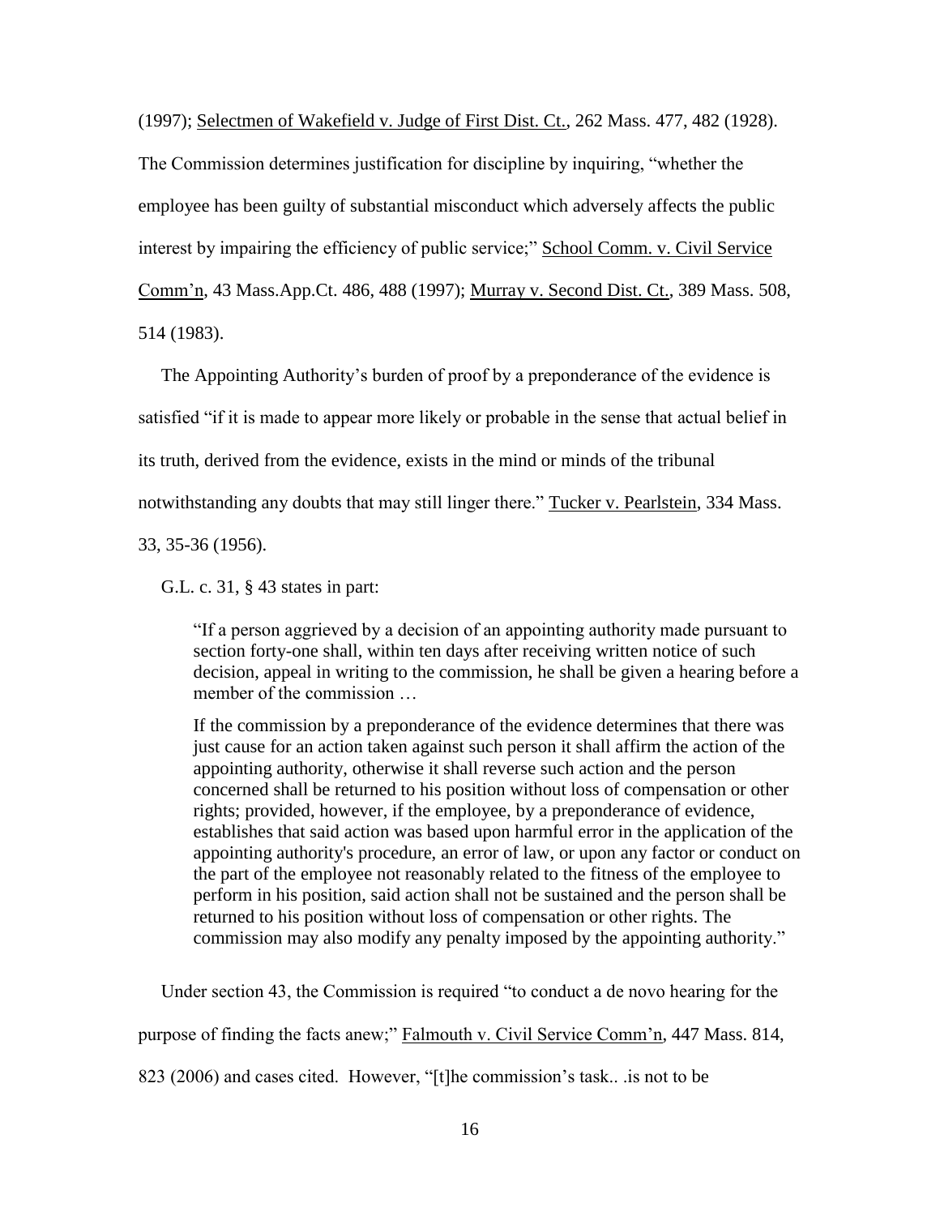(1997); Selectmen of Wakefield v. Judge of First Dist. Ct., 262 Mass. 477, 482 (1928). The Commission determines justification for discipline by inquiring, "whether the employee has been guilty of substantial misconduct which adversely affects the public interest by impairing the efficiency of public service;" School Comm. v. Civil Service Comm'n, 43 Mass.App.Ct. 486, 488 (1997); Murray v. Second Dist. Ct., 389 Mass. 508, 514 (1983).

The Appointing Authority's burden of proof by a preponderance of the evidence is satisfied "if it is made to appear more likely or probable in the sense that actual belief in its truth, derived from the evidence, exists in the mind or minds of the tribunal notwithstanding any doubts that may still linger there." Tucker v. Pearlstein, 334 Mass. 33, 35-36 (1956).

G.L. c. 31, § 43 states in part:

> "If a person aggrieved by a decision of an appointing authority made pursuant to section forty-one shall, within ten days after receiving written notice of such decision, appeal in writing to the commission, he shall be given a hearing before a member of the commission …
>
> If the commission by a preponderance of the evidence determines that there was just cause for an action taken against such person it shall affirm the action of the appointing authority, otherwise it shall reverse such action and the person concerned shall be returned to his position without loss of compensation or other rights; provided, however, if the employee, by a preponderance of evidence, establishes that said action was based upon harmful error in the application of the appointing authority's procedure, an error of law, or upon any factor or conduct on the part of the employee not reasonably related to the fitness of the employee to perform in his position, said action shall not be sustained and the person shall be returned to his position without loss of compensation or other rights. The commission may also modify any penalty imposed by the appointing authority."

Under section 43, the Commission is required "to conduct a de novo hearing for the purpose of finding the facts anew;" Falmouth v. Civil Service Comm'n, 447 Mass. 814, 823 (2006) and cases cited. However, "[t]he commission's task.. .is not to be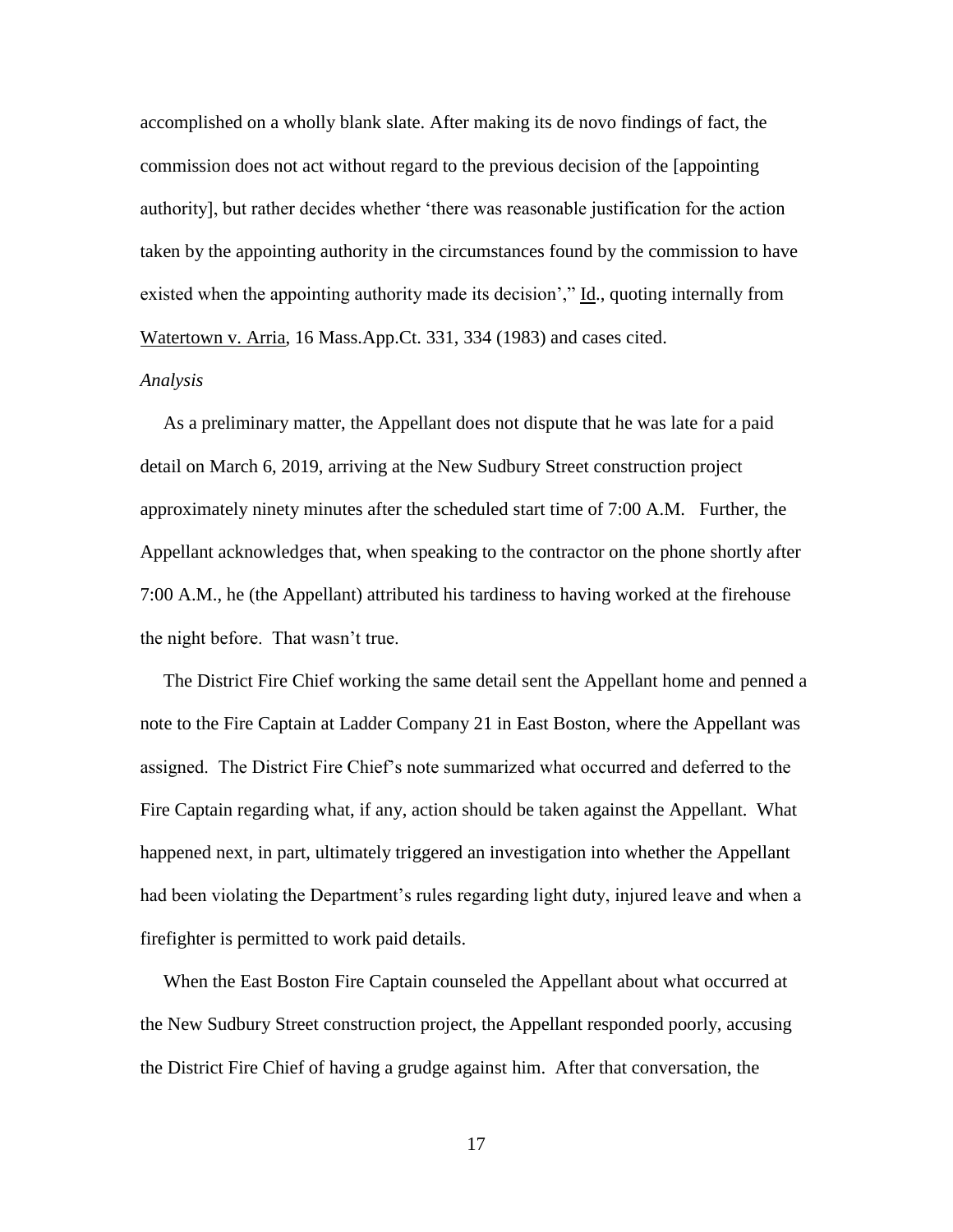accomplished on a wholly blank slate. After making its de novo findings of fact, the commission does not act without regard to the previous decision of the [appointing authority], but rather decides whether 'there was reasonable justification for the action taken by the appointing authority in the circumstances found by the commission to have existed when the appointing authority made its decision'," Id., quoting internally from Watertown v. Arria, 16 Mass.App.Ct. 331, 334 (1983) and cases cited.

*Analysis*

As a preliminary matter, the Appellant does not dispute that he was late for a paid detail on March 6, 2019, arriving at the New Sudbury Street construction project approximately ninety minutes after the scheduled start time of 7:00 A.M. Further, the Appellant acknowledges that, when speaking to the contractor on the phone shortly after 7:00 A.M., he (the Appellant) attributed his tardiness to having worked at the firehouse the night before. That wasn't true.

The District Fire Chief working the same detail sent the Appellant home and penned a note to the Fire Captain at Ladder Company 21 in East Boston, where the Appellant was assigned. The District Fire Chief's note summarized what occurred and deferred to the Fire Captain regarding what, if any, action should be taken against the Appellant. What happened next, in part, ultimately triggered an investigation into whether the Appellant had been violating the Department's rules regarding light duty, injured leave and when a firefighter is permitted to work paid details.

When the East Boston Fire Captain counseled the Appellant about what occurred at the New Sudbury Street construction project, the Appellant responded poorly, accusing the District Fire Chief of having a grudge against him. After that conversation, the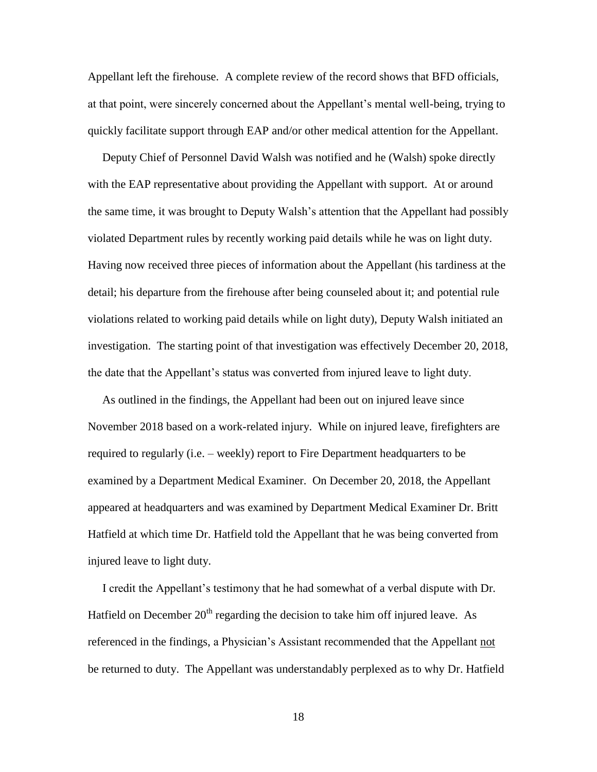Appellant left the firehouse. A complete review of the record shows that BFD officials, at that point, were sincerely concerned about the Appellant's mental well-being, trying to quickly facilitate support through EAP and/or other medical attention for the Appellant.

Deputy Chief of Personnel David Walsh was notified and he (Walsh) spoke directly with the EAP representative about providing the Appellant with support. At or around the same time, it was brought to Deputy Walsh's attention that the Appellant had possibly violated Department rules by recently working paid details while he was on light duty. Having now received three pieces of information about the Appellant (his tardiness at the detail; his departure from the firehouse after being counseled about it; and potential rule violations related to working paid details while on light duty), Deputy Walsh initiated an investigation. The starting point of that investigation was effectively December 20, 2018, the date that the Appellant's status was converted from injured leave to light duty.

As outlined in the findings, the Appellant had been out on injured leave since November 2018 based on a work-related injury. While on injured leave, firefighters are required to regularly (i.e. – weekly) report to Fire Department headquarters to be examined by a Department Medical Examiner. On December 20, 2018, the Appellant appeared at headquarters and was examined by Department Medical Examiner Dr. Britt Hatfield at which time Dr. Hatfield told the Appellant that he was being converted from injured leave to light duty.

I credit the Appellant's testimony that he had somewhat of a verbal dispute with Dr. Hatfield on December 20th regarding the decision to take him off injured leave. As referenced in the findings, a Physician's Assistant recommended that the Appellant not be returned to duty. The Appellant was understandably perplexed as to why Dr. Hatfield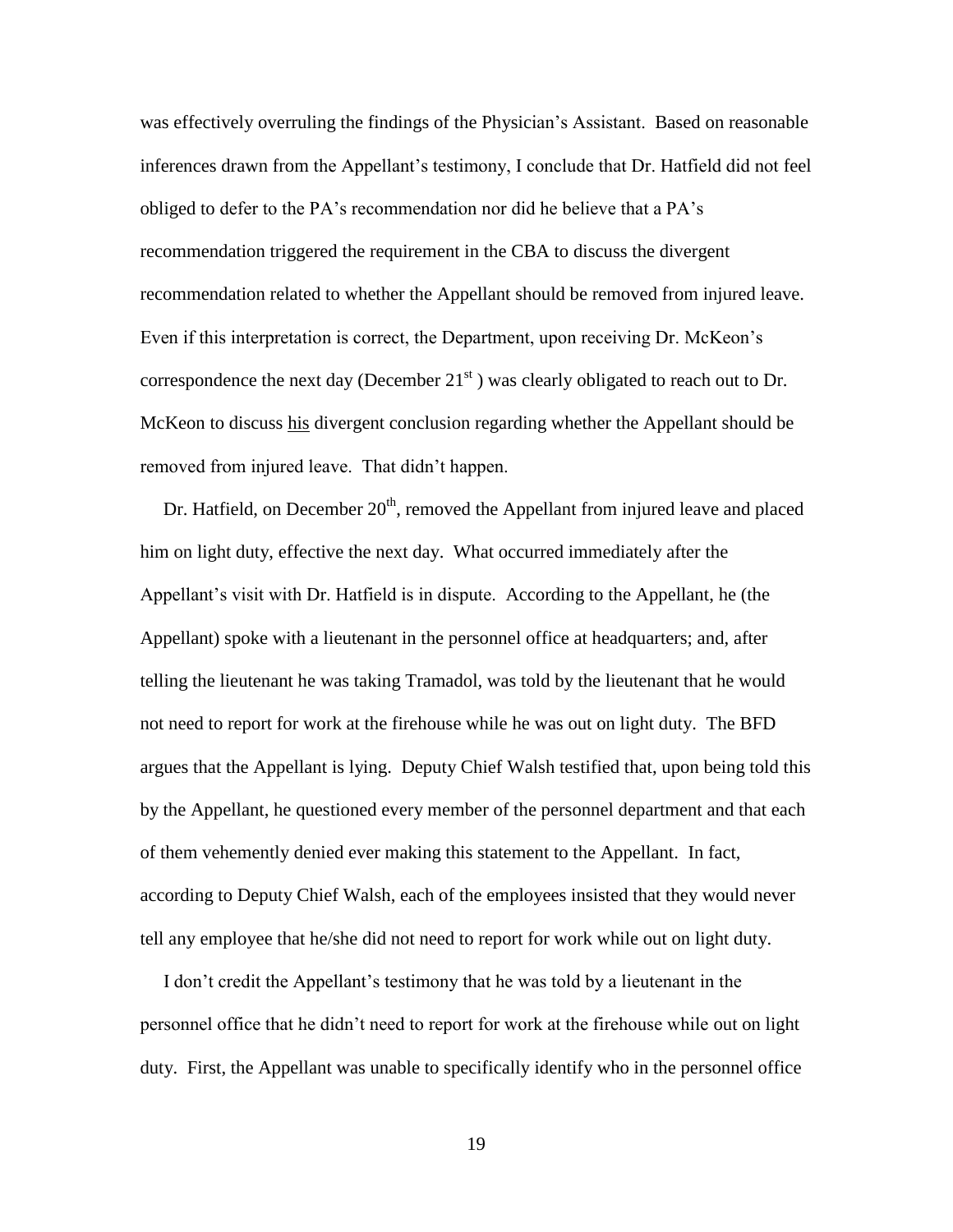was effectively overruling the findings of the Physician's Assistant. Based on reasonable inferences drawn from the Appellant's testimony, I conclude that Dr. Hatfield did not feel obliged to defer to the PA's recommendation nor did he believe that a PA's recommendation triggered the requirement in the CBA to discuss the divergent recommendation related to whether the Appellant should be removed from injured leave. Even if this interpretation is correct, the Department, upon receiving Dr. McKeon's correspondence the next day (December 21st ) was clearly obligated to reach out to Dr. McKeon to discuss his divergent conclusion regarding whether the Appellant should be removed from injured leave. That didn't happen.

Dr. Hatfield, on December 20th, removed the Appellant from injured leave and placed him on light duty, effective the next day. What occurred immediately after the Appellant's visit with Dr. Hatfield is in dispute. According to the Appellant, he (the Appellant) spoke with a lieutenant in the personnel office at headquarters; and, after telling the lieutenant he was taking Tramadol, was told by the lieutenant that he would not need to report for work at the firehouse while he was out on light duty. The BFD argues that the Appellant is lying. Deputy Chief Walsh testified that, upon being told this by the Appellant, he questioned every member of the personnel department and that each of them vehemently denied ever making this statement to the Appellant. In fact, according to Deputy Chief Walsh, each of the employees insisted that they would never tell any employee that he/she did not need to report for work while out on light duty.

I don't credit the Appellant's testimony that he was told by a lieutenant in the personnel office that he didn't need to report for work at the firehouse while out on light duty. First, the Appellant was unable to specifically identify who in the personnel office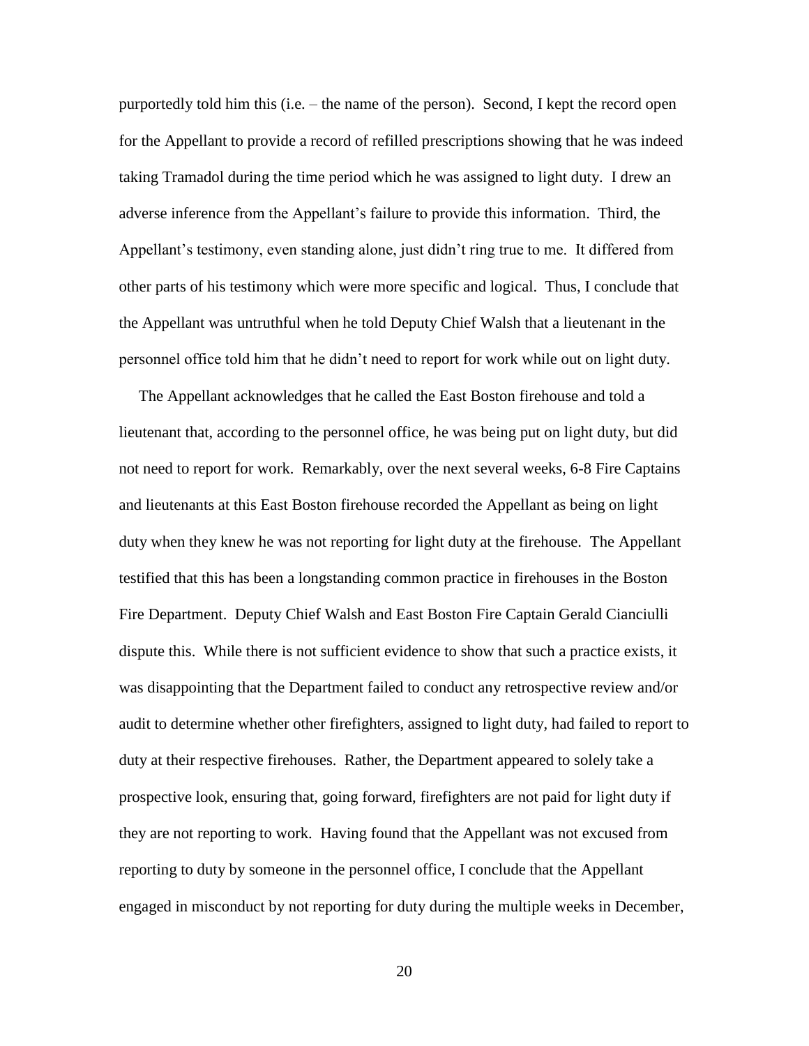purportedly told him this (i.e. – the name of the person). Second, I kept the record open for the Appellant to provide a record of refilled prescriptions showing that he was indeed taking Tramadol during the time period which he was assigned to light duty. I drew an adverse inference from the Appellant's failure to provide this information. Third, the Appellant's testimony, even standing alone, just didn't ring true to me. It differed from other parts of his testimony which were more specific and logical. Thus, I conclude that the Appellant was untruthful when he told Deputy Chief Walsh that a lieutenant in the personnel office told him that he didn't need to report for work while out on light duty.

The Appellant acknowledges that he called the East Boston firehouse and told a lieutenant that, according to the personnel office, he was being put on light duty, but did not need to report for work. Remarkably, over the next several weeks, 6-8 Fire Captains and lieutenants at this East Boston firehouse recorded the Appellant as being on light duty when they knew he was not reporting for light duty at the firehouse. The Appellant testified that this has been a longstanding common practice in firehouses in the Boston Fire Department. Deputy Chief Walsh and East Boston Fire Captain Gerald Cianciulli dispute this. While there is not sufficient evidence to show that such a practice exists, it was disappointing that the Department failed to conduct any retrospective review and/or audit to determine whether other firefighters, assigned to light duty, had failed to report to duty at their respective firehouses. Rather, the Department appeared to solely take a prospective look, ensuring that, going forward, firefighters are not paid for light duty if they are not reporting to work. Having found that the Appellant was not excused from reporting to duty by someone in the personnel office, I conclude that the Appellant engaged in misconduct by not reporting for duty during the multiple weeks in December,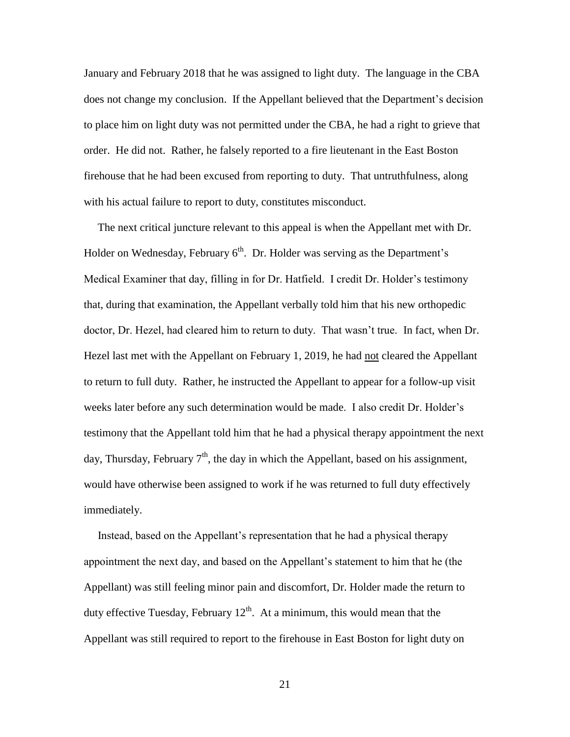January and February 2018 that he was assigned to light duty. The language in the CBA does not change my conclusion. If the Appellant believed that the Department's decision to place him on light duty was not permitted under the CBA, he had a right to grieve that order. He did not. Rather, he falsely reported to a fire lieutenant in the East Boston firehouse that he had been excused from reporting to duty. That untruthfulness, along with his actual failure to report to duty, constitutes misconduct.

The next critical juncture relevant to this appeal is when the Appellant met with Dr. Holder on Wednesday, February 6th. Dr. Holder was serving as the Department's Medical Examiner that day, filling in for Dr. Hatfield. I credit Dr. Holder's testimony that, during that examination, the Appellant verbally told him that his new orthopedic doctor, Dr. Hezel, had cleared him to return to duty. That wasn't true. In fact, when Dr. Hezel last met with the Appellant on February 1, 2019, he had not cleared the Appellant to return to full duty. Rather, he instructed the Appellant to appear for a follow-up visit weeks later before any such determination would be made. I also credit Dr. Holder's testimony that the Appellant told him that he had a physical therapy appointment the next day, Thursday, February 7th, the day in which the Appellant, based on his assignment, would have otherwise been assigned to work if he was returned to full duty effectively immediately.

Instead, based on the Appellant's representation that he had a physical therapy appointment the next day, and based on the Appellant's statement to him that he (the Appellant) was still feeling minor pain and discomfort, Dr. Holder made the return to duty effective Tuesday, February 12th. At a minimum, this would mean that the Appellant was still required to report to the firehouse in East Boston for light duty on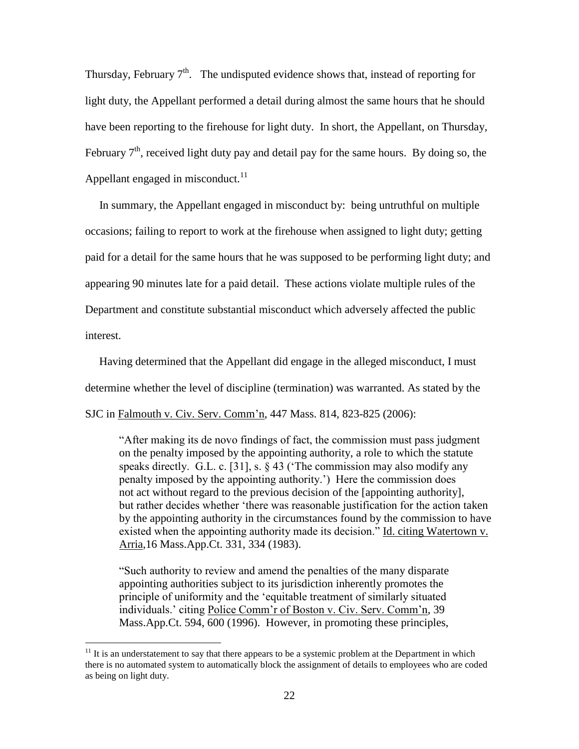Thursday, February 7th. The undisputed evidence shows that, instead of reporting for light duty, the Appellant performed a detail during almost the same hours that he should have been reporting to the firehouse for light duty. In short, the Appellant, on Thursday, February 7th, received light duty pay and detail pay for the same hours. By doing so, the Appellant engaged in misconduct.[11]

In summary, the Appellant engaged in misconduct by: being untruthful on multiple occasions; failing to report to work at the firehouse when assigned to light duty; getting paid for a detail for the same hours that he was supposed to be performing light duty; and appearing 90 minutes late for a paid detail. These actions violate multiple rules of the Department and constitute substantial misconduct which adversely affected the public interest.

Having determined that the Appellant did engage in the alleged misconduct, I must determine whether the level of discipline (termination) was warranted. As stated by the SJC in Falmouth v. Civ. Serv. Comm'n, 447 Mass. 814, 823-825 (2006):

> "After making its de novo findings of fact, the commission must pass judgment on the penalty imposed by the appointing authority, a role to which the statute speaks directly. G.L. c. [31], s. § 43 ('The commission may also modify any penalty imposed by the appointing authority.') Here the commission does not act without regard to the previous decision of the [appointing authority], but rather decides whether 'there was reasonable justification for the action taken by the appointing authority in the circumstances found by the commission to have existed when the appointing authority made its decision." Id. citing Watertown v. Arria, 16 Mass.App.Ct. 331, 334 (1983).
>
> "Such authority to review and amend the penalties of the many disparate appointing authorities subject to its jurisdiction inherently promotes the principle of uniformity and the 'equitable treatment of similarly situated individuals.' citing Police Comm'r of Boston v. Civ. Serv. Comm'n, 39 Mass.App.Ct. 594, 600 (1996). However, in promoting these principles,

---

[11] It is an understatement to say that there appears to be a systemic problem at the Department in which there is no automated system to automatically block the assignment of details to employees who are coded as being on light duty.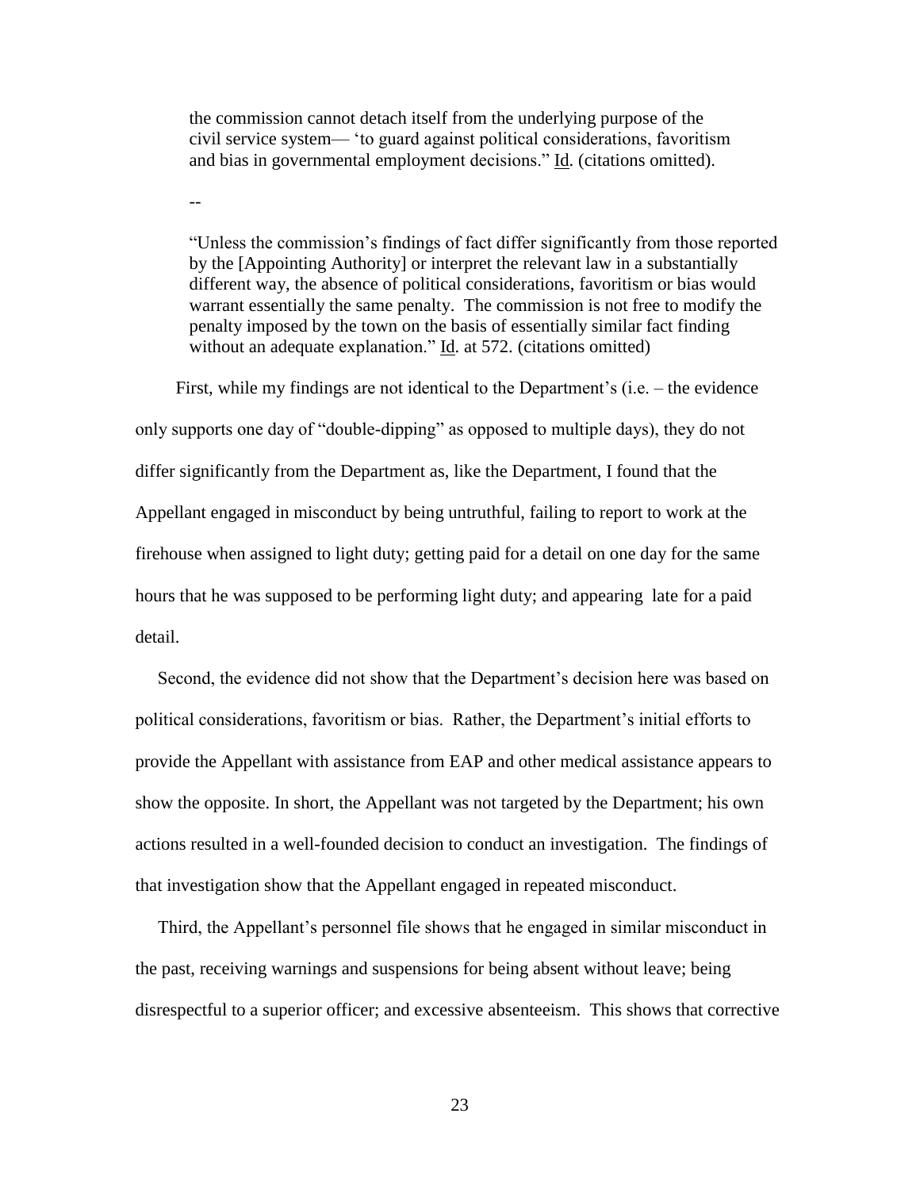the commission cannot detach itself from the underlying purpose of the civil service system— 'to guard against political considerations, favoritism and bias in governmental employment decisions." Id. (citations omitted).

--

"Unless the commission's findings of fact differ significantly from those reported by the [Appointing Authority] or interpret the relevant law in a substantially different way, the absence of political considerations, favoritism or bias would warrant essentially the same penalty. The commission is not free to modify the penalty imposed by the town on the basis of essentially similar fact finding without an adequate explanation." Id. at 572. (citations omitted)

First, while my findings are not identical to the Department's (i.e. – the evidence only supports one day of "double-dipping" as opposed to multiple days), they do not differ significantly from the Department as, like the Department, I found that the Appellant engaged in misconduct by being untruthful, failing to report to work at the firehouse when assigned to light duty; getting paid for a detail on one day for the same hours that he was supposed to be performing light duty; and appearing late for a paid detail.

Second, the evidence did not show that the Department's decision here was based on political considerations, favoritism or bias. Rather, the Department's initial efforts to provide the Appellant with assistance from EAP and other medical assistance appears to show the opposite. In short, the Appellant was not targeted by the Department; his own actions resulted in a well-founded decision to conduct an investigation. The findings of that investigation show that the Appellant engaged in repeated misconduct.

Third, the Appellant's personnel file shows that he engaged in similar misconduct in the past, receiving warnings and suspensions for being absent without leave; being disrespectful to a superior officer; and excessive absenteeism. This shows that corrective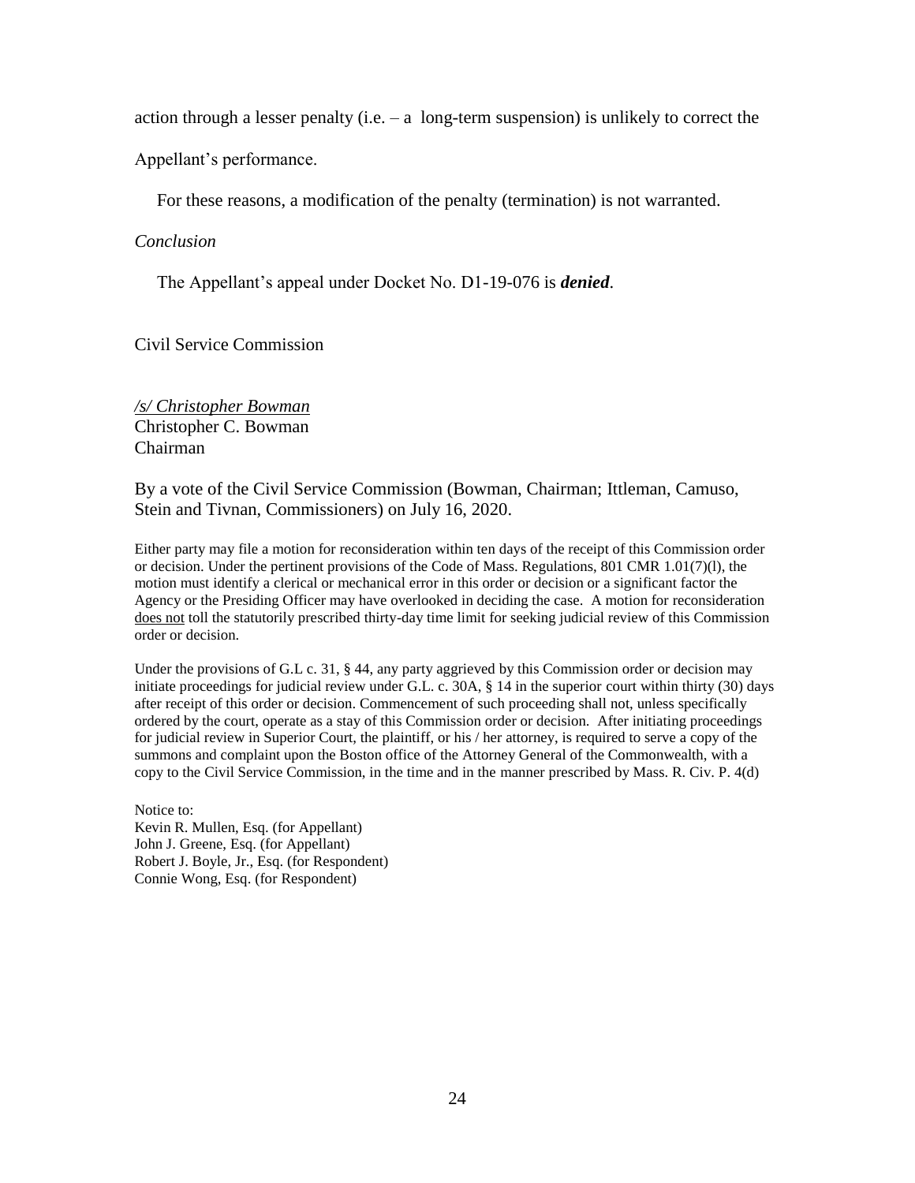action through a lesser penalty (i.e. – a long-term suspension) is unlikely to correct the Appellant's performance.

For these reasons, a modification of the penalty (termination) is not warranted.

*Conclusion*

The Appellant's appeal under Docket No. D1-19-076 is ***denied***.

Civil Service Commission

*/s/ Christopher Bowman*
Christopher C. Bowman
Chairman

By a vote of the Civil Service Commission (Bowman, Chairman; Ittleman, Camuso, Stein and Tivnan, Commissioners) on July 16, 2020.

Either party may file a motion for reconsideration within ten days of the receipt of this Commission order or decision. Under the pertinent provisions of the Code of Mass. Regulations, 801 CMR 1.01(7)(l), the motion must identify a clerical or mechanical error in this order or decision or a significant factor the Agency or the Presiding Officer may have overlooked in deciding the case. A motion for reconsideration does not toll the statutorily prescribed thirty-day time limit for seeking judicial review of this Commission order or decision.

Under the provisions of G.L c. 31, § 44, any party aggrieved by this Commission order or decision may initiate proceedings for judicial review under G.L. c. 30A, § 14 in the superior court within thirty (30) days after receipt of this order or decision. Commencement of such proceeding shall not, unless specifically ordered by the court, operate as a stay of this Commission order or decision. After initiating proceedings for judicial review in Superior Court, the plaintiff, or his / her attorney, is required to serve a copy of the summons and complaint upon the Boston office of the Attorney General of the Commonwealth, with a copy to the Civil Service Commission, in the time and in the manner prescribed by Mass. R. Civ. P. 4(d)

Notice to:
Kevin R. Mullen, Esq. (for Appellant)
John J. Greene, Esq. (for Appellant)
Robert J. Boyle, Jr., Esq. (for Respondent)
Connie Wong, Esq. (for Respondent)